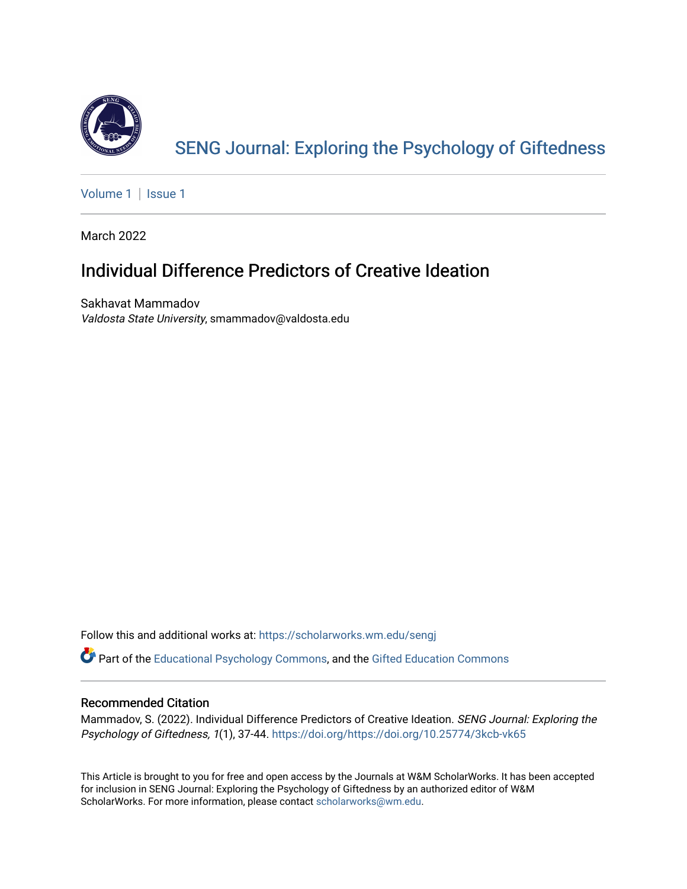# SENG Journal: Exploring the Psychology of Giftedness

Volume 1 | Issue 1

March 2022

## Individual Difference Predictors of Creative Ideation

Sakhavat Mammadov
*Valdosta State University*, smammadov@valdosta.edu

Follow this and additional works at: https://scholarworks.wm.edu/sengj

Part of the Educational Psychology Commons, and the Gifted Education Commons

### Recommended Citation

Mammadov, S. (2022). Individual Difference Predictors of Creative Ideation. *SENG Journal: Exploring the Psychology of Giftedness, 1*(1), 37-44. https://doi.org/https://doi.org/10.25774/3kcb-vk65

This Article is brought to you for free and open access by the Journals at W&M ScholarWorks. It has been accepted for inclusion in SENG Journal: Exploring the Psychology of Giftedness by an authorized editor of W&M ScholarWorks. For more information, please contact scholarworks@wm.edu.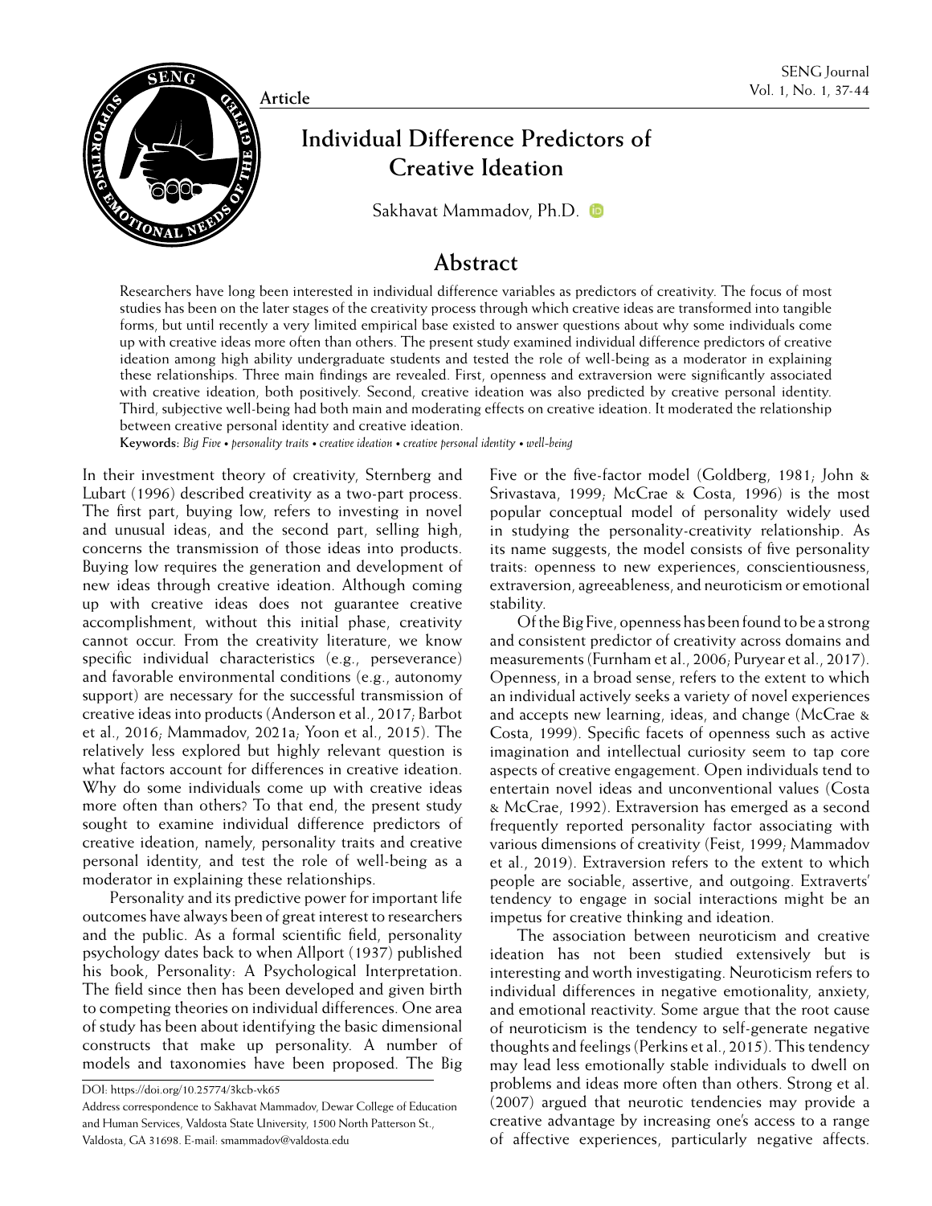Article

# Individual Difference Predictors of Creative Ideation

Sakhavat Mammadov, Ph.D.

## Abstract

Researchers have long been interested in individual difference variables as predictors of creativity. The focus of most studies has been on the later stages of the creativity process through which creative ideas are transformed into tangible forms, but until recently a very limited empirical base existed to answer questions about why some individuals come up with creative ideas more often than others. The present study examined individual difference predictors of creative ideation among high ability undergraduate students and tested the role of well-being as a moderator in explaining these relationships. Three main findings are revealed. First, openness and extraversion were significantly associated with creative ideation, both positively. Second, creative ideation was also predicted by creative personal identity. Third, subjective well-being had both main and moderating effects on creative ideation. It moderated the relationship between creative personal identity and creative ideation.

**Keywords:** *Big Five • personality traits • creative ideation • creative personal identity • well-being*

In their investment theory of creativity, Sternberg and Lubart (1996) described creativity as a two-part process. The first part, buying low, refers to investing in novel and unusual ideas, and the second part, selling high, concerns the transmission of those ideas into products. Buying low requires the generation and development of new ideas through creative ideation. Although coming up with creative ideas does not guarantee creative accomplishment, without this initial phase, creativity cannot occur. From the creativity literature, we know specific individual characteristics (e.g., perseverance) and favorable environmental conditions (e.g., autonomy support) are necessary for the successful transmission of creative ideas into products (Anderson et al., 2017; Barbot et al., 2016; Mammadov, 2021a; Yoon et al., 2015). The relatively less explored but highly relevant question is what factors account for differences in creative ideation. Why do some individuals come up with creative ideas more often than others? To that end, the present study sought to examine individual difference predictors of creative ideation, namely, personality traits and creative personal identity, and test the role of well-being as a moderator in explaining these relationships.

Personality and its predictive power for important life outcomes have always been of great interest to researchers and the public. As a formal scientific field, personality psychology dates back to when Allport (1937) published his book, Personality: A Psychological Interpretation. The field since then has been developed and given birth to competing theories on individual differences. One area of study has been about identifying the basic dimensional constructs that make up personality. A number of models and taxonomies have been proposed. The Big Five or the five-factor model (Goldberg, 1981; John & Srivastava, 1999; McCrae & Costa, 1996) is the most popular conceptual model of personality widely used in studying the personality-creativity relationship. As its name suggests, the model consists of five personality traits: openness to new experiences, conscientiousness, extraversion, agreeableness, and neuroticism or emotional stability.

Of the Big Five, openness has been found to be a strong and consistent predictor of creativity across domains and measurements (Furnham et al., 2006; Puryear et al., 2017). Openness, in a broad sense, refers to the extent to which an individual actively seeks a variety of novel experiences and accepts new learning, ideas, and change (McCrae & Costa, 1999). Specific facets of openness such as active imagination and intellectual curiosity seem to tap core aspects of creative engagement. Open individuals tend to entertain novel ideas and unconventional values (Costa & McCrae, 1992). Extraversion has emerged as a second frequently reported personality factor associating with various dimensions of creativity (Feist, 1999; Mammadov et al., 2019). Extraversion refers to the extent to which people are sociable, assertive, and outgoing. Extraverts' tendency to engage in social interactions might be an impetus for creative thinking and ideation.

The association between neuroticism and creative ideation has not been studied extensively but is interesting and worth investigating. Neuroticism refers to individual differences in negative emotionality, anxiety, and emotional reactivity. Some argue that the root cause of neuroticism is the tendency to self-generate negative thoughts and feelings (Perkins et al., 2015). This tendency may lead less emotionally stable individuals to dwell on problems and ideas more often than others. Strong et al. (2007) argued that neurotic tendencies may provide a creative advantage by increasing one's access to a range of affective experiences, particularly negative affects.

DOI: https://doi.org/10.25774/3kcb-vk65

Address correspondence to Sakhavat Mammadov, Dewar College of Education and Human Services, Valdosta State University, 1500 North Patterson St., Valdosta, GA 31698. E-mail: smammadov@valdosta.edu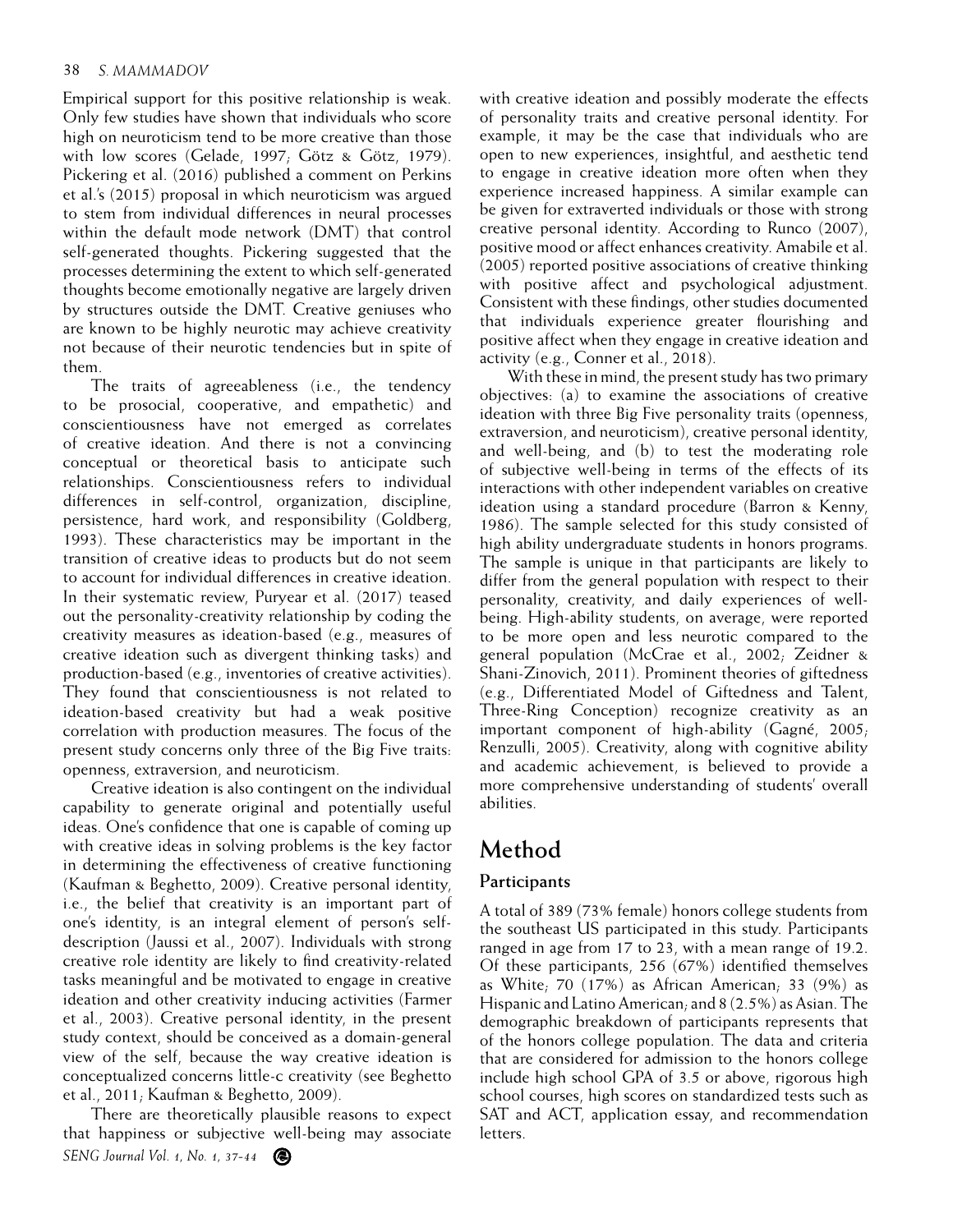Empirical support for this positive relationship is weak. Only few studies have shown that individuals who score high on neuroticism tend to be more creative than those with low scores (Gelade, 1997; Götz & Götz, 1979). Pickering et al. (2016) published a comment on Perkins et al.'s (2015) proposal in which neuroticism was argued to stem from individual differences in neural processes within the default mode network (DMT) that control self-generated thoughts. Pickering suggested that the processes determining the extent to which self-generated thoughts become emotionally negative are largely driven by structures outside the DMT. Creative geniuses who are known to be highly neurotic may achieve creativity not because of their neurotic tendencies but in spite of them.

The traits of agreeableness (i.e., the tendency to be prosocial, cooperative, and empathetic) and conscientiousness have not emerged as correlates of creative ideation. And there is not a convincing conceptual or theoretical basis to anticipate such relationships. Conscientiousness refers to individual differences in self-control, organization, discipline, persistence, hard work, and responsibility (Goldberg, 1993). These characteristics may be important in the transition of creative ideas to products but do not seem to account for individual differences in creative ideation. In their systematic review, Puryear et al. (2017) teased out the personality-creativity relationship by coding the creativity measures as ideation-based (e.g., measures of creative ideation such as divergent thinking tasks) and production-based (e.g., inventories of creative activities). They found that conscientiousness is not related to ideation-based creativity but had a weak positive correlation with production measures. The focus of the present study concerns only three of the Big Five traits: openness, extraversion, and neuroticism.

Creative ideation is also contingent on the individual capability to generate original and potentially useful ideas. One's confidence that one is capable of coming up with creative ideas in solving problems is the key factor in determining the effectiveness of creative functioning (Kaufman & Beghetto, 2009). Creative personal identity, i.e., the belief that creativity is an important part of one's identity, is an integral element of person's self-description (Jaussi et al., 2007). Individuals with strong creative role identity are likely to find creativity-related tasks meaningful and be motivated to engage in creative ideation and other creativity inducing activities (Farmer et al., 2003). Creative personal identity, in the present study context, should be conceived as a domain-general view of the self, because the way creative ideation is conceptualized concerns little-c creativity (see Beghetto et al., 2011; Kaufman & Beghetto, 2009).

There are theoretically plausible reasons to expect that happiness or subjective well-being may associate with creative ideation and possibly moderate the effects of personality traits and creative personal identity. For example, it may be the case that individuals who are open to new experiences, insightful, and aesthetic tend to engage in creative ideation more often when they experience increased happiness. A similar example can be given for extraverted individuals or those with strong creative personal identity. According to Runco (2007), positive mood or affect enhances creativity. Amabile et al. (2005) reported positive associations of creative thinking with positive affect and psychological adjustment. Consistent with these findings, other studies documented that individuals experience greater flourishing and positive affect when they engage in creative ideation and activity (e.g., Conner et al., 2018).

With these in mind, the present study has two primary objectives: (a) to examine the associations of creative ideation with three Big Five personality traits (openness, extraversion, and neuroticism), creative personal identity, and well-being, and (b) to test the moderating role of subjective well-being in terms of the effects of its interactions with other independent variables on creative ideation using a standard procedure (Barron & Kenny, 1986). The sample selected for this study consisted of high ability undergraduate students in honors programs. The sample is unique in that participants are likely to differ from the general population with respect to their personality, creativity, and daily experiences of well-being. High-ability students, on average, were reported to be more open and less neurotic compared to the general population (McCrae et al., 2002; Zeidner & Shani-Zinovich, 2011). Prominent theories of giftedness (e.g., Differentiated Model of Giftedness and Talent, Three-Ring Conception) recognize creativity as an important component of high-ability (Gagné, 2005; Renzulli, 2005). Creativity, along with cognitive ability and academic achievement, is believed to provide a more comprehensive understanding of students' overall abilities.

# Method

## Participants

A total of 389 (73% female) honors college students from the southeast US participated in this study. Participants ranged in age from 17 to 23, with a mean range of 19.2. Of these participants, 256 (67%) identified themselves as White; 70 (17%) as African American; 33 (9%) as Hispanic and Latino American; and 8 (2.5%) as Asian. The demographic breakdown of participants represents that of the honors college population. The data and criteria that are considered for admission to the honors college include high school GPA of 3.5 or above, rigorous high school courses, high scores on standardized tests such as SAT and ACT, application essay, and recommendation letters.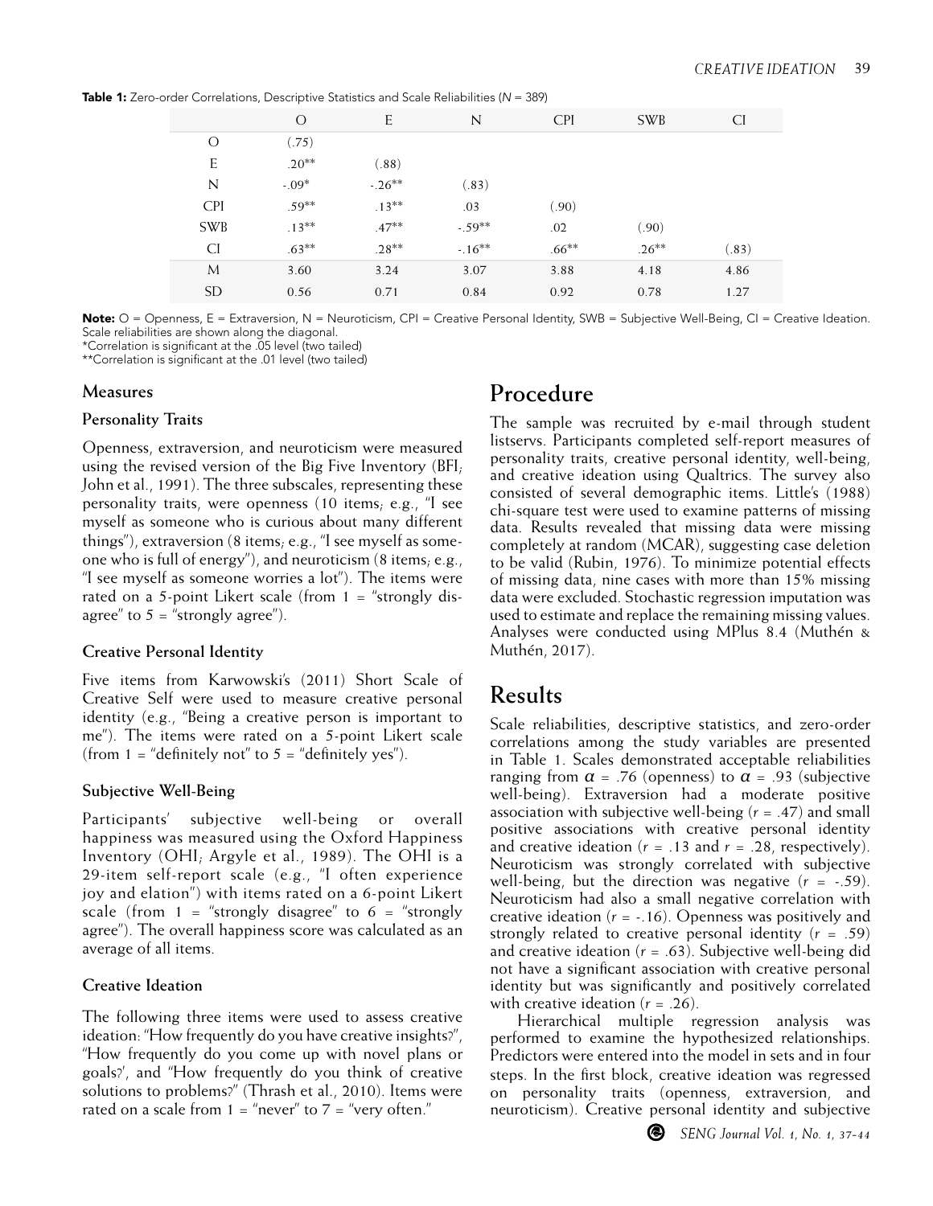**Table 1:** Zero-order Correlations, Descriptive Statistics and Scale Reliabilities (*N* = 389)

| | O | E | N | CPI | SWB | CI |
|---|---|---|---|---|---|---|
| O | (.75) | | | | | |
| E | .20** | (.88) | | | | |
| N | -.09* | -.26** | (.83) | | | |
| CPI | .59** | .13** | .03 | (.90) | | |
| SWB | .13** | .47** | -.59** | .02 | (.90) | |
| CI | .63** | .28** | -.16** | .66** | .26** | (.83) |
| M | 3.60 | 3.24 | 3.07 | 3.88 | 4.18 | 4.86 |
| SD | 0.56 | 0.71 | 0.84 | 0.92 | 0.78 | 1.27 |

**Note:** O = Openness, E = Extraversion, N = Neuroticism, CPI = Creative Personal Identity, SWB = Subjective Well-Being, CI = Creative Ideation. Scale reliabilities are shown along the diagonal.
*Correlation is significant at the .05 level (two tailed)
**Correlation is significant at the .01 level (two tailed)

### Measures

#### Personality Traits

Openness, extraversion, and neuroticism were measured using the revised version of the Big Five Inventory (BFI; John et al., 1991). The three subscales, representing these personality traits, were openness (10 items; e.g., "I see myself as someone who is curious about many different things"), extraversion (8 items; e.g., "I see myself as someone who is full of energy"), and neuroticism (8 items; e.g., "I see myself as someone worries a lot"). The items were rated on a 5-point Likert scale (from 1 = "strongly disagree" to 5 = "strongly agree").

#### Creative Personal Identity

Five items from Karwowski's (2011) Short Scale of Creative Self were used to measure creative personal identity (e.g., "Being a creative person is important to me"). The items were rated on a 5-point Likert scale (from 1 = "definitely not" to 5 = "definitely yes").

#### Subjective Well-Being

Participants' subjective well-being or overall happiness was measured using the Oxford Happiness Inventory (OHI; Argyle et al., 1989). The OHI is a 29-item self-report scale (e.g., "I often experience joy and elation") with items rated on a 6-point Likert scale (from 1 = "strongly disagree" to 6 = "strongly agree"). The overall happiness score was calculated as an average of all items.

#### Creative Ideation

The following three items were used to assess creative ideation: "How frequently do you have creative insights?", "How frequently do you come up with novel plans or goals?', and "How frequently do you think of creative solutions to problems?" (Thrash et al., 2010). Items were rated on a scale from 1 = "never" to 7 = "very often."

## Procedure

The sample was recruited by e-mail through student listservs. Participants completed self-report measures of personality traits, creative personal identity, well-being, and creative ideation using Qualtrics. The survey also consisted of several demographic items. Little's (1988) chi-square test were used to examine patterns of missing data. Results revealed that missing data were missing completely at random (MCAR), suggesting case deletion to be valid (Rubin, 1976). To minimize potential effects of missing data, nine cases with more than 15% missing data were excluded. Stochastic regression imputation was used to estimate and replace the remaining missing values. Analyses were conducted using MPlus 8.4 (Muthén & Muthén, 2017).

## Results

Scale reliabilities, descriptive statistics, and zero-order correlations among the study variables are presented in Table 1. Scales demonstrated acceptable reliabilities ranging from $\alpha = .76$ (openness) to $\alpha = .93$ (subjective well-being). Extraversion had a moderate positive association with subjective well-being ($r = .47$) and small positive associations with creative personal identity and creative ideation ($r = .13$ and $r = .28$, respectively). Neuroticism was strongly correlated with subjective well-being, but the direction was negative ($r = -.59$). Neuroticism had also a small negative correlation with creative ideation ($r = -.16$). Openness was positively and strongly related to creative personal identity ($r = .59$) and creative ideation ($r = .63$). Subjective well-being did not have a significant association with creative personal identity but was significantly and positively correlated with creative ideation ($r = .26$).

Hierarchical multiple regression analysis was performed to examine the hypothesized relationships. Predictors were entered into the model in sets and in four steps. In the first block, creative ideation was regressed on personality traits (openness, extraversion, and neuroticism). Creative personal identity and subjective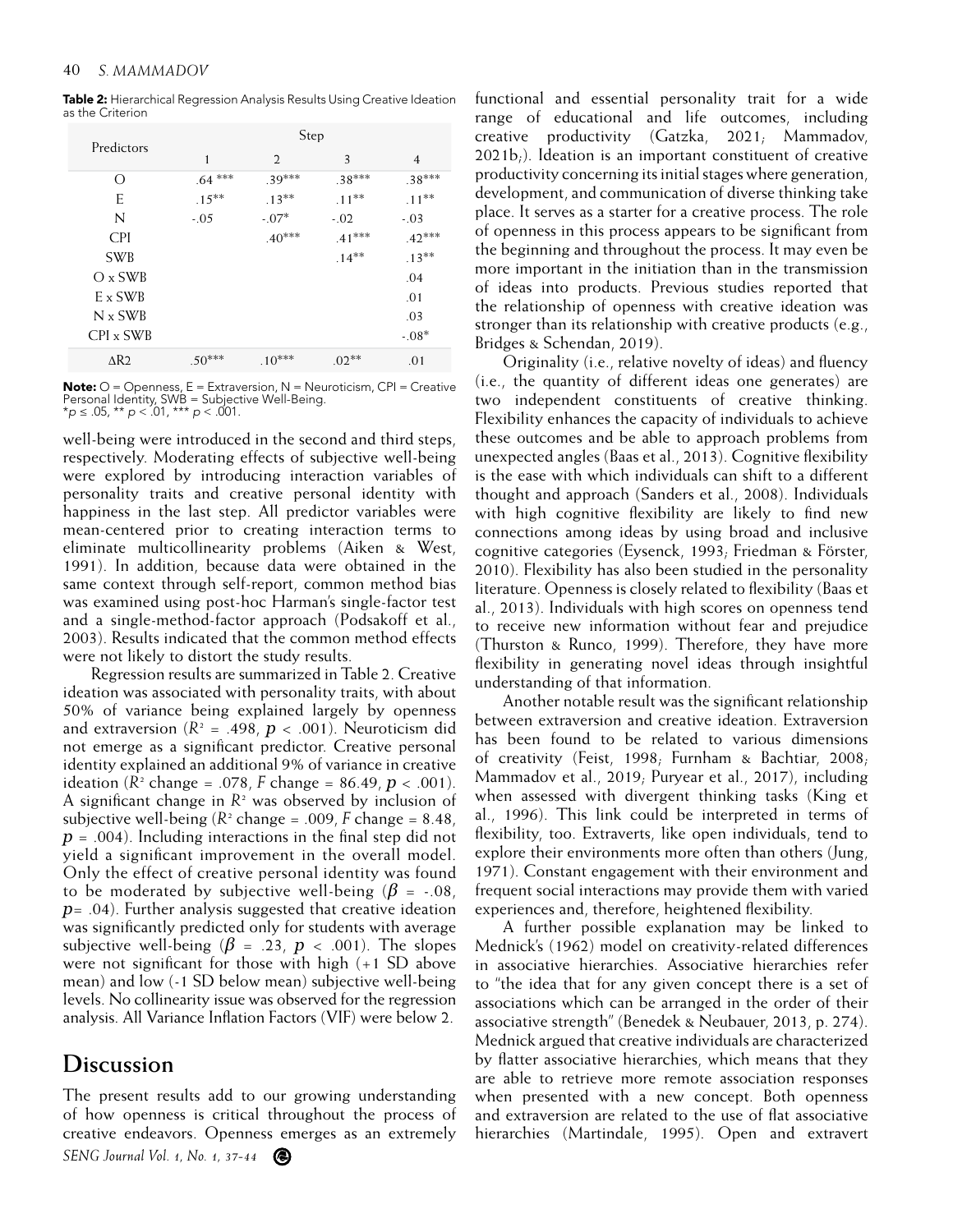**Table 2:** Hierarchical Regression Analysis Results Using Creative Ideation as the Criterion

| Predictors | Step | | | |
|---|---|---|---|---|
| | 1 | 2 | 3 | 4 |
| O | .64 *** | .39*** | .38*** | .38*** |
| E | .15** | .13** | .11** | .11** |
| N | -.05 | -.07* | -.02 | -.03 |
| CPI | | .40*** | .41*** | .42*** |
| SWB | | | .14** | .13** |
| O x SWB | | | | .04 |
| E x SWB | | | | .01 |
| N x SWB | | | | .03 |
| CPI x SWB | | | | -.08* |
| ΔR2 | .50*** | .10*** | .02** | .01 |

**Note:** O = Openness, E = Extraversion, N = Neuroticism, CPI = Creative Personal Identity, SWB = Subjective Well-Being.
*$p \leq .05$, ** $p < .01$, *** $p < .001$.

well-being were introduced in the second and third steps, respectively. Moderating effects of subjective well-being were explored by introducing interaction variables of personality traits and creative personal identity with happiness in the last step. All predictor variables were mean-centered prior to creating interaction terms to eliminate multicollinearity problems (Aiken & West, 1991). In addition, because data were obtained in the same context through self-report, common method bias was examined using post-hoc Harman's single-factor test and a single-method-factor approach (Podsakoff et al., 2003). Results indicated that the common method effects were not likely to distort the study results.

Regression results are summarized in Table 2. Creative ideation was associated with personality traits, with about 50% of variance being explained largely by openness and extraversion ($R^2$ = .498, $p$ < .001). Neuroticism did not emerge as a significant predictor. Creative personal identity explained an additional 9% of variance in creative ideation ($R^2$ change = .078, $F$ change = 86.49, $p$ < .001). A significant change in $R^2$ was observed by inclusion of subjective well-being ($R^2$ change = .009, $F$ change = 8.48, $p$ = .004). Including interactions in the final step did not yield a significant improvement in the overall model. Only the effect of creative personal identity was found to be moderated by subjective well-being ($\beta$ = -.08, $p$= .04). Further analysis suggested that creative ideation was significantly predicted only for students with average subjective well-being ($\beta$ = .23, $p$ < .001). The slopes were not significant for those with high (+1 SD above mean) and low (-1 SD below mean) subjective well-being levels. No collinearity issue was observed for the regression analysis. All Variance Inflation Factors (VIF) were below 2.

## Discussion

The present results add to our growing understanding of how openness is critical throughout the process of creative endeavors. Openness emerges as an extremely functional and essential personality trait for a wide range of educational and life outcomes, including creative productivity (Gatzka, 2021; Mammadov, 2021b;). Ideation is an important constituent of creative productivity concerning its initial stages where generation, development, and communication of diverse thinking take place. It serves as a starter for a creative process. The role of openness in this process appears to be significant from the beginning and throughout the process. It may even be more important in the initiation than in the transmission of ideas into products. Previous studies reported that the relationship of openness with creative ideation was stronger than its relationship with creative products (e.g., Bridges & Schendan, 2019).

Originality (i.e., relative novelty of ideas) and fluency (i.e., the quantity of different ideas one generates) are two independent constituents of creative thinking. Flexibility enhances the capacity of individuals to achieve these outcomes and be able to approach problems from unexpected angles (Baas et al., 2013). Cognitive flexibility is the ease with which individuals can shift to a different thought and approach (Sanders et al., 2008). Individuals with high cognitive flexibility are likely to find new connections among ideas by using broad and inclusive cognitive categories (Eysenck, 1993; Friedman & Förster, 2010). Flexibility has also been studied in the personality literature. Openness is closely related to flexibility (Baas et al., 2013). Individuals with high scores on openness tend to receive new information without fear and prejudice (Thurston & Runco, 1999). Therefore, they have more flexibility in generating novel ideas through insightful understanding of that information.

Another notable result was the significant relationship between extraversion and creative ideation. Extraversion has been found to be related to various dimensions of creativity (Feist, 1998; Furnham & Bachtiar, 2008; Mammadov et al., 2019; Puryear et al., 2017), including when assessed with divergent thinking tasks (King et al., 1996). This link could be interpreted in terms of flexibility, too. Extraverts, like open individuals, tend to explore their environments more often than others (Jung, 1971). Constant engagement with their environment and frequent social interactions may provide them with varied experiences and, therefore, heightened flexibility.

A further possible explanation may be linked to Mednick's (1962) model on creativity-related differences in associative hierarchies. Associative hierarchies refer to "the idea that for any given concept there is a set of associations which can be arranged in the order of their associative strength" (Benedek & Neubauer, 2013, p. 274). Mednick argued that creative individuals are characterized by flatter associative hierarchies, which means that they are able to retrieve more remote association responses when presented with a new concept. Both openness and extraversion are related to the use of flat associative hierarchies (Martindale, 1995). Open and extravert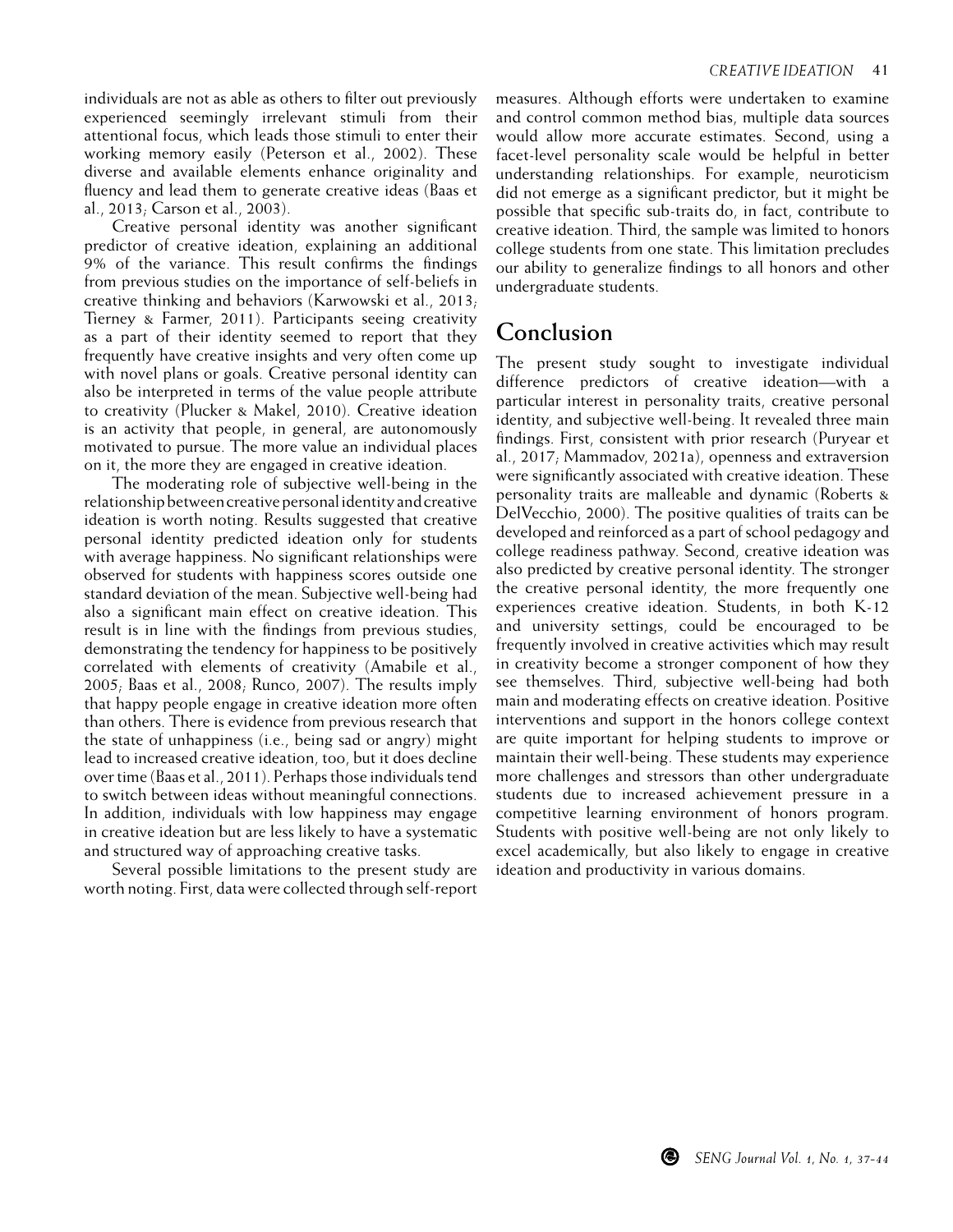individuals are not as able as others to filter out previously experienced seemingly irrelevant stimuli from their attentional focus, which leads those stimuli to enter their working memory easily (Peterson et al., 2002). These diverse and available elements enhance originality and fluency and lead them to generate creative ideas (Baas et al., 2013; Carson et al., 2003).

Creative personal identity was another significant predictor of creative ideation, explaining an additional 9% of the variance. This result confirms the findings from previous studies on the importance of self-beliefs in creative thinking and behaviors (Karwowski et al., 2013; Tierney & Farmer, 2011). Participants seeing creativity as a part of their identity seemed to report that they frequently have creative insights and very often come up with novel plans or goals. Creative personal identity can also be interpreted in terms of the value people attribute to creativity (Plucker & Makel, 2010). Creative ideation is an activity that people, in general, are autonomously motivated to pursue. The more value an individual places on it, the more they are engaged in creative ideation.

The moderating role of subjective well-being in the relationship between creative personal identity and creative ideation is worth noting. Results suggested that creative personal identity predicted ideation only for students with average happiness. No significant relationships were observed for students with happiness scores outside one standard deviation of the mean. Subjective well-being had also a significant main effect on creative ideation. This result is in line with the findings from previous studies, demonstrating the tendency for happiness to be positively correlated with elements of creativity (Amabile et al., 2005; Baas et al., 2008; Runco, 2007). The results imply that happy people engage in creative ideation more often than others. There is evidence from previous research that the state of unhappiness (i.e., being sad or angry) might lead to increased creative ideation, too, but it does decline over time (Baas et al., 2011). Perhaps those individuals tend to switch between ideas without meaningful connections. In addition, individuals with low happiness may engage in creative ideation but are less likely to have a systematic and structured way of approaching creative tasks.

Several possible limitations to the present study are worth noting. First, data were collected through self-report measures. Although efforts were undertaken to examine and control common method bias, multiple data sources would allow more accurate estimates. Second, using a facet-level personality scale would be helpful in better understanding relationships. For example, neuroticism did not emerge as a significant predictor, but it might be possible that specific sub-traits do, in fact, contribute to creative ideation. Third, the sample was limited to honors college students from one state. This limitation precludes our ability to generalize findings to all honors and other undergraduate students.

## Conclusion

The present study sought to investigate individual difference predictors of creative ideation—with a particular interest in personality traits, creative personal identity, and subjective well-being. It revealed three main findings. First, consistent with prior research (Puryear et al., 2017; Mammadov, 2021a), openness and extraversion were significantly associated with creative ideation. These personality traits are malleable and dynamic (Roberts & DelVecchio, 2000). The positive qualities of traits can be developed and reinforced as a part of school pedagogy and college readiness pathway. Second, creative ideation was also predicted by creative personal identity. The stronger the creative personal identity, the more frequently one experiences creative ideation. Students, in both K-12 and university settings, could be encouraged to be frequently involved in creative activities which may result in creativity become a stronger component of how they see themselves. Third, subjective well-being had both main and moderating effects on creative ideation. Positive interventions and support in the honors college context are quite important for helping students to improve or maintain their well-being. These students may experience more challenges and stressors than other undergraduate students due to increased achievement pressure in a competitive learning environment of honors program. Students with positive well-being are not only likely to excel academically, but also likely to engage in creative ideation and productivity in various domains.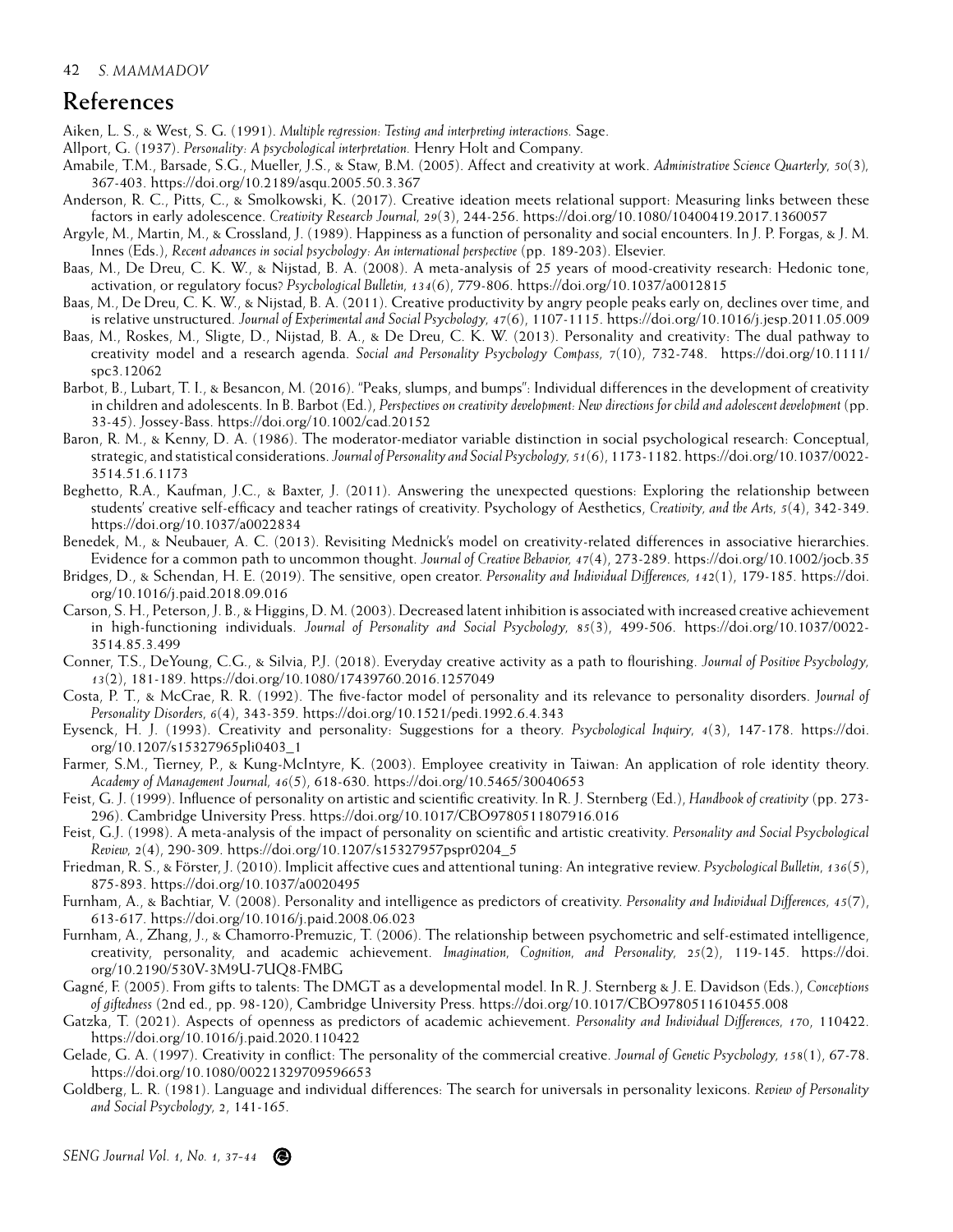## References

Aiken, L. S., & West, S. G. (1991). *Multiple regression: Testing and interpreting interactions.* Sage.

Allport, G. (1937). *Personality: A psychological interpretation.* Henry Holt and Company.

Amabile, T.M., Barsade, S.G., Mueller, J.S., & Staw, B.M. (2005). Affect and creativity at work. *Administrative Science Quarterly, 50*(3), 367-403. https://doi.org/10.2189/asqu.2005.50.3.367

Anderson, R. C., Pitts, C., & Smolkowski, K. (2017). Creative ideation meets relational support: Measuring links between these factors in early adolescence. *Creativity Research Journal, 29*(3), 244-256. https://doi.org/10.1080/10400419.2017.1360057

Argyle, M., Martin, M., & Crossland, J. (1989). Happiness as a function of personality and social encounters. In J. P. Forgas, & J. M. Innes (Eds.), *Recent advances in social psychology: An international perspective* (pp. 189-203). Elsevier.

Baas, M., De Dreu, C. K. W., & Nijstad, B. A. (2008). A meta-analysis of 25 years of mood-creativity research: Hedonic tone, activation, or regulatory focus? *Psychological Bulletin, 134*(6), 779-806. https://doi.org/10.1037/a0012815

Baas, M., De Dreu, C. K. W., & Nijstad, B. A. (2011). Creative productivity by angry people peaks early on, declines over time, and is relative unstructured. *Journal of Experimental and Social Psychology, 47*(6), 1107-1115. https://doi.org/10.1016/j.jesp.2011.05.009

Baas, M., Roskes, M., Sligte, D., Nijstad, B. A., & De Dreu, C. K. W. (2013). Personality and creativity: The dual pathway to creativity model and a research agenda. *Social and Personality Psychology Compass, 7*(10), 732-748. https://doi.org/10.1111/spc3.12062

Barbot, B., Lubart, T. I., & Besancon, M. (2016). "Peaks, slumps, and bumps": Individual differences in the development of creativity in children and adolescents. In B. Barbot (Ed.), *Perspectives on creativity development: New directions for child and adolescent development* (pp. 33-45). Jossey-Bass. https://doi.org/10.1002/cad.20152

Baron, R. M., & Kenny, D. A. (1986). The moderator-mediator variable distinction in social psychological research: Conceptual, strategic, and statistical considerations. *Journal of Personality and Social Psychology, 51*(6), 1173-1182. https://doi.org/10.1037/0022-3514.51.6.1173

Beghetto, R.A., Kaufman, J.C., & Baxter, J. (2011). Answering the unexpected questions: Exploring the relationship between students' creative self-efficacy and teacher ratings of creativity. Psychology of Aesthetics, *Creativity, and the Arts, 5*(4), 342-349. https://doi.org/10.1037/a0022834

Benedek, M., & Neubauer, A. C. (2013). Revisiting Mednick's model on creativity-related differences in associative hierarchies. Evidence for a common path to uncommon thought. *Journal of Creative Behavior, 47*(4), 273-289. https://doi.org/10.1002/jocb.35

Bridges, D., & Schendan, H. E. (2019). The sensitive, open creator. *Personality and Individual Differences, 142*(1), 179-185. https://doi.org/10.1016/j.paid.2018.09.016

Carson, S. H., Peterson, J. B., & Higgins, D. M. (2003). Decreased latent inhibition is associated with increased creative achievement in high-functioning individuals. *Journal of Personality and Social Psychology, 85*(3), 499-506. https://doi.org/10.1037/0022-3514.85.3.499

Conner, T.S., DeYoung, C.G., & Silvia, P.J. (2018). Everyday creative activity as a path to flourishing. *Journal of Positive Psychology, 13*(2), 181-189. https://doi.org/10.1080/17439760.2016.1257049

Costa, P. T., & McCrae, R. R. (1992). The five-factor model of personality and its relevance to personality disorders. *Journal of Personality Disorders, 6*(4), 343-359. https://doi.org/10.1521/pedi.1992.6.4.343

Eysenck, H. J. (1993). Creativity and personality: Suggestions for a theory. *Psychological Inquiry, 4*(3), 147-178. https://doi.org/10.1207/s15327965pli0403_1

Farmer, S.M., Tierney, P., & Kung-McIntyre, K. (2003). Employee creativity in Taiwan: An application of role identity theory. *Academy of Management Journal, 46*(5), 618-630. https://doi.org/10.5465/30040653

Feist, G. J. (1999). Influence of personality on artistic and scientific creativity. In R. J. Sternberg (Ed.), *Handbook of creativity* (pp. 273-296). Cambridge University Press. https://doi.org/10.1017/CBO9780511807916.016

Feist, G.J. (1998). A meta-analysis of the impact of personality on scientific and artistic creativity. *Personality and Social Psychological Review, 2*(4), 290-309. https://doi.org/10.1207/s15327957pspr0204_5

Friedman, R. S., & Förster, J. (2010). Implicit affective cues and attentional tuning: An integrative review. *Psychological Bulletin, 136*(5), 875-893. https://doi.org/10.1037/a0020495

Furnham, A., & Bachtiar, V. (2008). Personality and intelligence as predictors of creativity. *Personality and Individual Differences, 45*(7), 613-617. https://doi.org/10.1016/j.paid.2008.06.023

Furnham, A., Zhang, J., & Chamorro-Premuzic, T. (2006). The relationship between psychometric and self-estimated intelligence, creativity, personality, and academic achievement. *Imagination, Cognition, and Personality, 25*(2), 119-145. https://doi.org/10.2190/530V-3M9U-7UQ8-FMBG

Gagné, F. (2005). From gifts to talents: The DMGT as a developmental model. In R. J. Sternberg & J. E. Davidson (Eds.), *Conceptions of giftedness* (2nd ed., pp. 98-120), Cambridge University Press. https://doi.org/10.1017/CBO9780511610455.008

Gatzka, T. (2021). Aspects of openness as predictors of academic achievement. *Personality and Individual Differences, 170*, 110422. https://doi.org/10.1016/j.paid.2020.110422

Gelade, G. A. (1997). Creativity in conflict: The personality of the commercial creative. *Journal of Genetic Psychology, 158*(1), 67-78. https://doi.org/10.1080/00221329709596653

Goldberg, L. R. (1981). Language and individual differences: The search for universals in personality lexicons. *Review of Personality and Social Psychology, 2*, 141-165.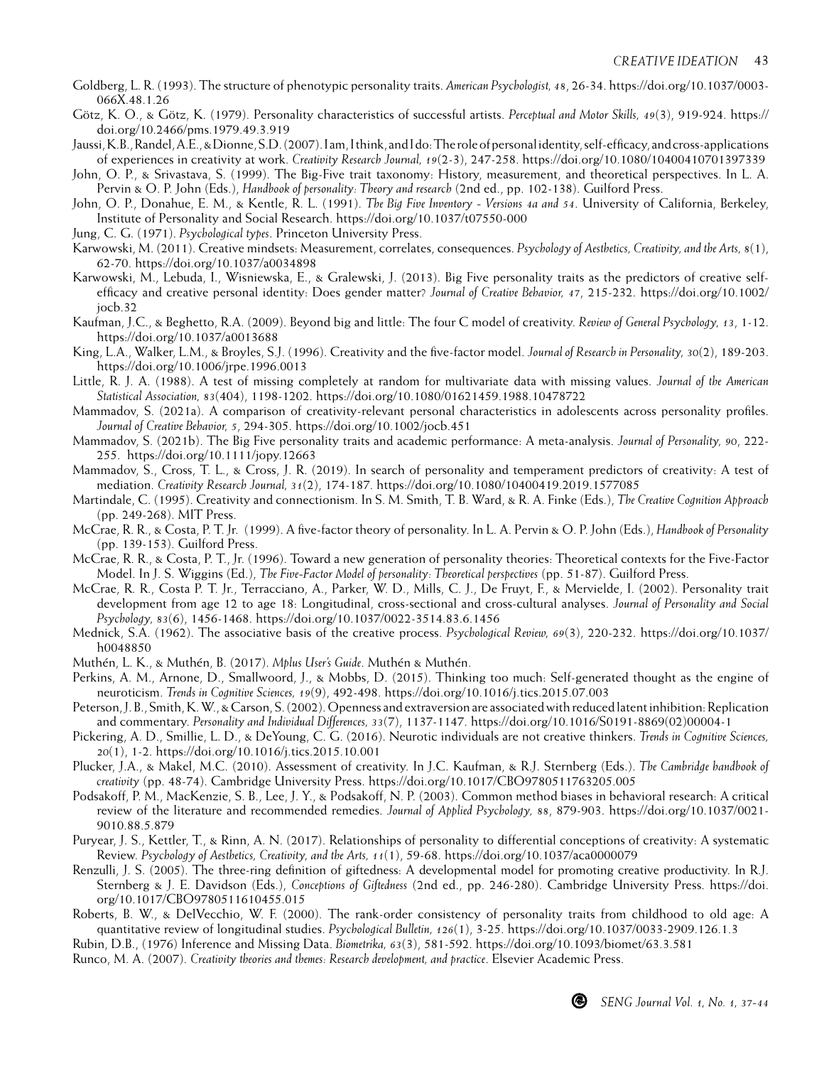Goldberg, L. R. (1993). The structure of phenotypic personality traits. *American Psychologist, 48*, 26-34. https://doi.org/10.1037/0003-066X.48.1.26

Götz, K. O., & Götz, K. (1979). Personality characteristics of successful artists. *Perceptual and Motor Skills, 49*(3), 919-924. https://doi.org/10.2466/pms.1979.49.3.919

Jaussi, K.B., Randel, A.E., & Dionne, S.D. (2007). I am, I think, and I do: The role of personal identity, self-efficacy, and cross-applications of experiences in creativity at work. *Creativity Research Journal, 19*(2-3), 247-258. https://doi.org/10.1080/10400410701397339

John, O. P., & Srivastava, S. (1999). The Big-Five trait taxonomy: History, measurement, and theoretical perspectives. In L. A. Pervin & O. P. John (Eds.), *Handbook of personality: Theory and research* (2nd ed., pp. 102-138). Guilford Press.

John, O. P., Donahue, E. M., & Kentle, R. L. (1991). *The Big Five Inventory - Versions 4a and 54*. University of California, Berkeley, Institute of Personality and Social Research. https://doi.org/10.1037/t07550-000

Jung, C. G. (1971). *Psychological types*. Princeton University Press.

Karwowski, M. (2011). Creative mindsets: Measurement, correlates, consequences. *Psychology of Aesthetics, Creativity, and the Arts, 8*(1), 62-70. https://doi.org/10.1037/a0034898

Karwowski, M., Lebuda, I., Wisniewska, E., & Gralewski, J. (2013). Big Five personality traits as the predictors of creative self-efficacy and creative personal identity: Does gender matter? *Journal of Creative Behavior, 47*, 215-232. https://doi.org/10.1002/jocb.32

Kaufman, J.C., & Beghetto, R.A. (2009). Beyond big and little: The four C model of creativity. *Review of General Psychology, 13*, 1-12. https://doi.org/10.1037/a0013688

King, L.A., Walker, L.M., & Broyles, S.J. (1996). Creativity and the five-factor model. *Journal of Research in Personality, 30*(2), 189-203. https://doi.org/10.1006/jrpe.1996.0013

Little, R. J. A. (1988). A test of missing completely at random for multivariate data with missing values. *Journal of the American Statistical Association, 83*(404), 1198-1202. https://doi.org/10.1080/01621459.1988.10478722

Mammadov, S. (2021a). A comparison of creativity-relevant personal characteristics in adolescents across personality profiles. *Journal of Creative Behavior, 5*, 294-305. https://doi.org/10.1002/jocb.451

Mammadov, S. (2021b). The Big Five personality traits and academic performance: A meta-analysis. *Journal of Personality, 90*, 222-255. https://doi.org/10.1111/jopy.12663

Mammadov, S., Cross, T. L., & Cross, J. R. (2019). In search of personality and temperament predictors of creativity: A test of mediation. *Creativity Research Journal, 31*(2), 174-187. https://doi.org/10.1080/10400419.2019.1577085

Martindale, C. (1995). Creativity and connectionism. In S. M. Smith, T. B. Ward, & R. A. Finke (Eds.), *The Creative Cognition Approach* (pp. 249-268). MIT Press.

McCrae, R. R., & Costa, P. T. Jr. (1999). A five-factor theory of personality. In L. A. Pervin & O. P. John (Eds.), *Handbook of Personality* (pp. 139-153). Guilford Press.

McCrae, R. R., & Costa, P. T., Jr. (1996). Toward a new generation of personality theories: Theoretical contexts for the Five-Factor Model. In J. S. Wiggins (Ed.), *The Five-Factor Model of personality: Theoretical perspectives* (pp. 51-87). Guilford Press.

McCrae, R. R., Costa P. T. Jr., Terracciano, A., Parker, W. D., Mills, C. J., De Fruyt, F., & Mervielde, I. (2002). Personality trait development from age 12 to age 18: Longitudinal, cross-sectional and cross-cultural analyses. *Journal of Personality and Social Psychology, 83*(6), 1456-1468. https://doi.org/10.1037/0022-3514.83.6.1456

Mednick, S.A. (1962). The associative basis of the creative process. *Psychological Review, 69*(3), 220-232. https://doi.org/10.1037/h0048850

Muthén, L. K., & Muthén, B. (2017). *Mplus User's Guide*. Muthén & Muthén.

Perkins, A. M., Arnone, D., Smallwood, J., & Mobbs, D. (2015). Thinking too much: Self-generated thought as the engine of neuroticism. *Trends in Cognitive Sciences, 19*(9), 492-498. https://doi.org/10.1016/j.tics.2015.07.003

Peterson, J. B., Smith, K. W., & Carson, S. (2002). Openness and extraversion are associated with reduced latent inhibition: Replication and commentary. *Personality and Individual Differences, 33*(7), 1137-1147. https://doi.org/10.1016/S0191-8869(02)00004-1

Pickering, A. D., Smillie, L. D., & DeYoung, C. G. (2016). Neurotic individuals are not creative thinkers. *Trends in Cognitive Sciences, 20*(1), 1-2. https://doi.org/10.1016/j.tics.2015.10.001

Plucker, J.A., & Makel, M.C. (2010). Assessment of creativity. In J.C. Kaufman, & R.J. Sternberg (Eds.). *The Cambridge handbook of creativity* (pp. 48-74). Cambridge University Press. https://doi.org/10.1017/CBO9780511763205.005

Podsakoff, P. M., MacKenzie, S. B., Lee, J. Y., & Podsakoff, N. P. (2003). Common method biases in behavioral research: A critical review of the literature and recommended remedies. *Journal of Applied Psychology, 88*, 879-903. https://doi.org/10.1037/0021-9010.88.5.879

Puryear, J. S., Kettler, T., & Rinn, A. N. (2017). Relationships of personality to differential conceptions of creativity: A systematic Review. *Psychology of Aesthetics, Creativity, and the Arts, 11*(1), 59-68. https://doi.org/10.1037/aca0000079

Renzulli, J. S. (2005). The three-ring definition of giftedness: A developmental model for promoting creative productivity. In R.J. Sternberg & J. E. Davidson (Eds.), *Conceptions of Giftedness* (2nd ed., pp. 246-280). Cambridge University Press. https://doi.org/10.1017/CBO9780511610455.015

Roberts, B. W., & DelVecchio, W. F. (2000). The rank-order consistency of personality traits from childhood to old age: A quantitative review of longitudinal studies. *Psychological Bulletin, 126*(1), 3-25. https://doi.org/10.1037/0033-2909.126.1.3

Rubin, D.B., (1976) Inference and Missing Data. *Biometrika, 63*(3), 581-592. https://doi.org/10.1093/biomet/63.3.581

Runco, M. A. (2007). *Creativity theories and themes: Research development, and practice*. Elsevier Academic Press.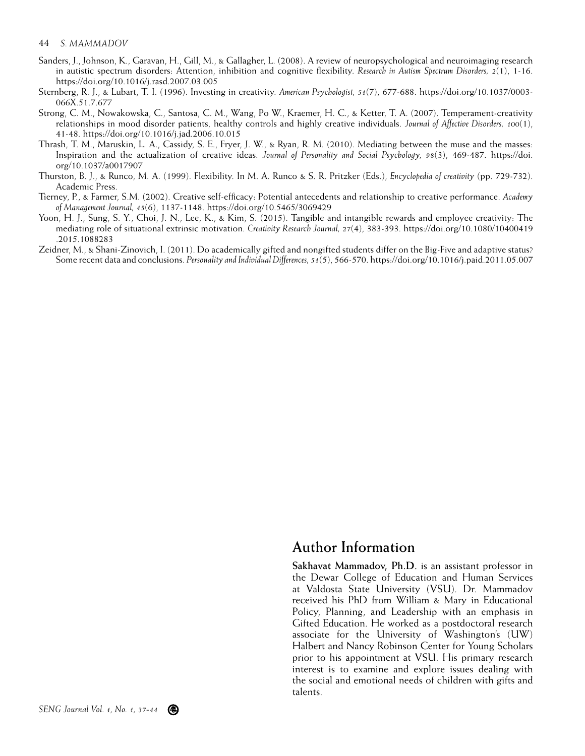Sanders, J., Johnson, K., Garavan, H., Gill, M., & Gallagher, L. (2008). A review of neuropsychological and neuroimaging research in autistic spectrum disorders: Attention, inhibition and cognitive flexibility. *Research in Autism Spectrum Disorders, 2*(1), 1-16. https://doi.org/10.1016/j.rasd.2007.03.005

Sternberg, R. J., & Lubart, T. I. (1996). Investing in creativity. *American Psychologist, 51*(7), 677-688. https://doi.org/10.1037/0003-066X.51.7.677

Strong, C. M., Nowakowska, C., Santosa, C. M., Wang, Po W., Kraemer, H. C., & Ketter, T. A. (2007). Temperament-creativity relationships in mood disorder patients, healthy controls and highly creative individuals. *Journal of Affective Disorders, 100*(1), 41-48. https://doi.org/10.1016/j.jad.2006.10.015

Thrash, T. M., Maruskin, L. A., Cassidy, S. E., Fryer, J. W., & Ryan, R. M. (2010). Mediating between the muse and the masses: Inspiration and the actualization of creative ideas. *Journal of Personality and Social Psychology, 98*(3), 469-487. https://doi.org/10.1037/a0017907

Thurston, B. J., & Runco, M. A. (1999). Flexibility. In M. A. Runco & S. R. Pritzker (Eds.), *Encyclopedia of creativity* (pp. 729-732). Academic Press.

Tierney, P., & Farmer, S.M. (2002). Creative self-efficacy: Potential antecedents and relationship to creative performance. *Academy of Management Journal, 45*(6), 1137-1148. https://doi.org/10.5465/3069429

Yoon, H. J., Sung, S. Y., Choi, J. N., Lee, K., & Kim, S. (2015). Tangible and intangible rewards and employee creativity: The mediating role of situational extrinsic motivation. *Creativity Research Journal, 27*(4), 383-393. https://doi.org/10.1080/10400419.2015.1088283

Zeidner, M., & Shani-Zinovich, I. (2011). Do academically gifted and nongifted students differ on the Big-Five and adaptive status? Some recent data and conclusions. *Personality and Individual Differences, 51*(5), 566-570. https://doi.org/10.1016/j.paid.2011.05.007

## Author Information

**Sakhavat Mammadov, Ph.D.** is an assistant professor in the Dewar College of Education and Human Services at Valdosta State University (VSU). Dr. Mammadov received his PhD from William & Mary in Educational Policy, Planning, and Leadership with an emphasis in Gifted Education. He worked as a postdoctoral research associate for the University of Washington's (UW) Halbert and Nancy Robinson Center for Young Scholars prior to his appointment at VSU. His primary research interest is to examine and explore issues dealing with the social and emotional needs of children with gifts and talents.